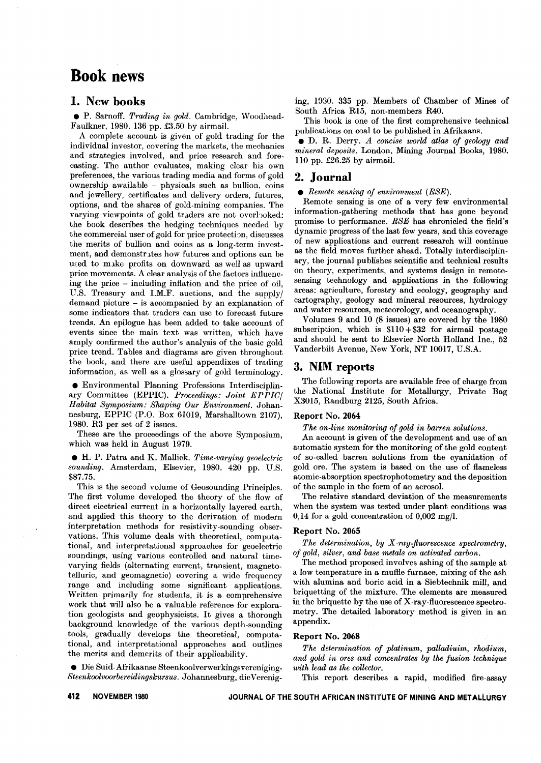# Book news

## 1. New books

- P. Sarnoff. *Trading in gold.* Cambridge, Woodhead-Faulkner, 1980. 136 pp. £3.50 by airmail.

A complete account is given of gold trading for the individual investor, covering the markets, the mechanics and strategies involved, and price research and forecasting. The author evaluates, making clear his own preferences, the various trading media and forms of gold ownership awailable – physicals such as bullion, coins and jewellery, certificates and delivery orders, futures, options, and the shares of gold-mining companies. The varying viewpoints of gold traders are not overlooked: the book describes the hedging techniques needed by the commercial user of gold for price protection, discusses the merits of bullion and coins as a long-term investment, and demonstrates how futures and options can be used to make profits on downward as well as upward price movements. A clear analysis of the factors influencing the price – including inflation and the price of oil, U.S. Treasury and I.M.F. auctions, and the supply/demand picture – is accompanied by an explanation of some indicators that traders can use to forecast future trends. An epilogue has been added to take account of events since the main text was written, which have amply confirmed the author's analysis of the basic gold price trend. Tables and diagrams are given throughout the book, and there are useful appendixes of trading information, as well as a glossary of gold terminology.

- Environmental Planning Professions Interdisciplinary Committee (EPPIC). *Proceedings: Joint EPPIC/Habitat Symposium: Shaping Our Environment.* Johannesburg, EPPIC (P.O. Box 61019, Marshalltown 2107), 1980. R3 per set of 2 issues.

These are the proceedings of the above Symposium, which was held in August 1979.

- H. P. Patra and K. Mallick. *Time-varying geoelectric sounding.* Amsterdam, Elsevier, 1980. 420 pp. U.S. $87.75.

This is the second volume of Geosounding Principles. The first volume developed the theory of the flow of direct electrical current in a horizontally layered earth, and applied this theory to the derivation of modern interpretation methods for resistivity-sounding observations. This volume deals with theoretical, computational, and interpretational approaches for geoelectric soundings, using various controlled and natural time-varying fields (alternating current, transient, magnetotelluric, and geomagnetic) covering a wide frequency range and including some significant applications. Written primarily for students, it is a comprehensive work that will also be a valuable reference for exploration geologists and geophysicists. It gives a thorough background knowledge of the various depth-sounding tools, gradually develops the theoretical, computational, and interpretational approaches and outlines the merits and demerits of their applicability.

- Die Suid-Afrikaanse Steenkoolverwerkingsvereniging. *Steenkoolvoorbereidingskursus.* Johannesburg, dieVereniging, 1930. 335 pp. Members of Chamber of Mines of South Africa R15, non-members R40.

This book is one of the first comprehensive technical publications on coal to be published in Afrikaans.

- D. R. Derry. *A concise world atlas of geology and mineral deposits.* London, Mining Journal Books, 1980. 110 pp. £26.25 by airmail.

## 2. Journal

- *Remote sensing of environment (RSE).*

Remote sensing is one of a very few environmental information-gathering methods that has gone beyond promise to performance. *RSE* has chronicled the field's dynamic progress of the last few years, and this coverage of new applications and current research will continue as the field moves further ahead. Totally interdisciplinary, the journal publishes scientific and technical results on theory, experiments, and systems design in remote-sensing technology and applications in the following areas: agriculture, forestry and ecology, geography and cartography, geology and mineral resources, hydrology and water resources, meteorology, and oceanography.

Volumes 9 and 10 (8 issues) are covered by the 1980 subscription, which is $110 + $32 for airmail postage and should be sent to Elsevier North Holland Inc., 52 Vanderbilt Avenue, New York, NT 10017, U.S.A.

## 3. NIM reports

The following reports are available free of charge from the National Institute for Metallurgy, Private Bag X3015, Randburg 2125, South Africa.

### Report No. 2064

*The on-line monitoring of gold in barren solutions.*

An account is given of the development and use of an automatic system for the monitoring of the gold content of so-called barren solutions from the cyanidation of gold ore. The system is based on the use of flameless atomic-absorption spectrophotometry and the deposition of the sample in the form of an aerosol.

The relative standard deviation of the measurements when the system was tested under plant conditions was 0,14 for a gold concentration of 0,002 mg/l.

### Report No. 2065

*The determination, by X-ray-fluorescence spectrometry, of gold, silver, and base metals on activated carbon.*

The method proposed involves ashing of the sample at a low temperature in a muffle furnace, mixing of the ash with alumina and boric acid in a Siebtechnik mill, and briquetting of the mixture. The elements are measured in the briquette by the use of X-ray-fluorescence spectrometry. The detailed laboratory method is given in an appendix.

### Report No. 2068

*The determination of platinum, palladiuim, rhodium, and gold in ores and concentrates by the fusion technique with lead as the collector.*

This report describes a rapid, modified fire-assay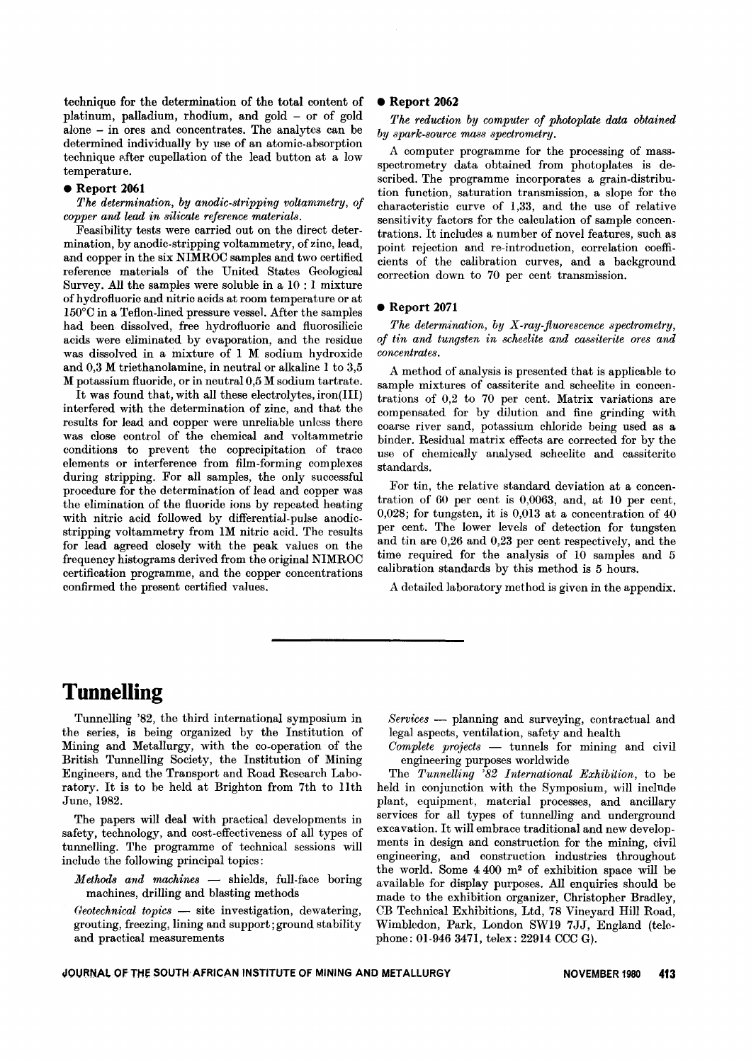technique for the determination of the total content of platinum, palladium, rhodium, and gold – or of gold alone – in ores and concentrates. The analytes can be determined individually by use of an atomic-absorption technique after cupellation of the lead button at a low temperature.

### ● Report 2061

*The determination, by anodic-stripping voltammetry, of copper and lead in silicate reference materials.*

Feasibility tests were carried out on the direct determination, by anodic-stripping voltammetry, of zinc, lead, and copper in the six NIMROC samples and two certified reference materials of the United States Geological Survey. All the samples were soluble in a 10 : 1 mixture of hydrofluoric and nitric acids at room temperature or at 150°C in a Teflon-lined pressure vessel. After the samples had been dissolved, free hydrofluoric and fluorosilicic acids were eliminated by evaporation, and the residue was dissolved in a mixture of 1 M sodium hydroxide and 0,3 M triethanolamine, in neutral or alkaline 1 to 3,5 M potassium fluoride, or in neutral 0,5 M sodium tartrate.

It was found that, with all these electrolytes, iron(III) interfered with the determination of zinc, and that the results for lead and copper were unreliable unless there was close control of the chemical and voltammetric conditions to prevent the coprecipitation of trace elements or interference from film-forming complexes during stripping. For all samples, the only successful procedure for the determination of lead and copper was the elimination of the fluoride ions by repeated heating with nitric acid followed by differential-pulse anodic-stripping voltammetry from 1M nitric acid. The results for lead agreed closely with the peak values on the frequency histograms derived from the original NIMROC certification programme, and the copper concentrations confirmed the present certified values.

### ● Report 2062

*The reduction by computer of photoplate data obtained by spark-source mass spectrometry.*

A computer programme for the processing of mass-spectrometry data obtained from photoplates is described. The programme incorporates a grain-distribution function, saturation transmission, a slope for the characteristic curve of 1,33, and the use of relative sensitivity factors for the calculation of sample concentrations. It includes a number of novel features, such as point rejection and re-introduction, correlation coefficients of the calibration curves, and a background correction down to 70 per cent transmission.

### ● Report 2071

*The determination, by X-ray-fluorescence spectrometry, of tin and tungsten in scheelite and cassiterite ores and concentrates.*

A method of analysis is presented that is applicable to sample mixtures of cassiterite and scheelite in concentrations of 0,2 to 70 per cent. Matrix variations are compensated for by dilution and fine grinding with coarse river sand, potassium chloride being used as a binder. Residual matrix effects are corrected for by the use of chemically analysed scheelite and cassiterite standards.

For tin, the relative standard deviation at a concentration of 60 per cent is 0,0063, and, at 10 per cent, 0,028; for tungsten, it is 0,013 at a concentration of 40 per cent. The lower levels of detection for tungsten and tin are 0,26 and 0,23 per cent respectively, and the time required for the analysis of 10 samples and 5 calibration standards by this method is 5 hours.

A detailed laboratory method is given in the appendix.

---

# Tunnelling

Tunnelling '82, the third international symposium in the series, is being organized by the Institution of Mining and Metallurgy, with the co-operation of the British Tunnelling Society, the Institution of Mining Engineers, and the Transport and Road Research Laboratory. It is to be held at Brighton from 7th to 11th June, 1982.

The papers will deal with practical developments in safety, technology, and cost-effectiveness of all types of tunnelling. The programme of technical sessions will include the following principal topics:

*Methods and machines* — shields, full-face boring machines, drilling and blasting methods

*Geotechnical topics* — site investigation, dewatering, grouting, freezing, lining and support; ground stability and practical measurements

*Services* — planning and surveying, contractual and legal aspects, ventilation, safety and health

*Complete projects* — tunnels for mining and civil engineering purposes worldwide

The *Tunnelling '82 International Exhibition*, to be held in conjunction with the Symposium, will include plant, equipment, material processes, and ancillary services for all types of tunnelling and underground excavation. It will embrace traditional and new developments in design and construction for the mining, civil engineering, and construction industries throughout the world. Some 4 400 $m^2$ of exhibition space will be available for display purposes. All enquiries should be made to the exhibition organizer, Christopher Bradley, CB Technical Exhibitions, Ltd, 78 Vineyard Hill Road, Wimbledon, Park, London SW19 7JJ, England (telephone: 01-946 3471, telex: 22914 CCC G).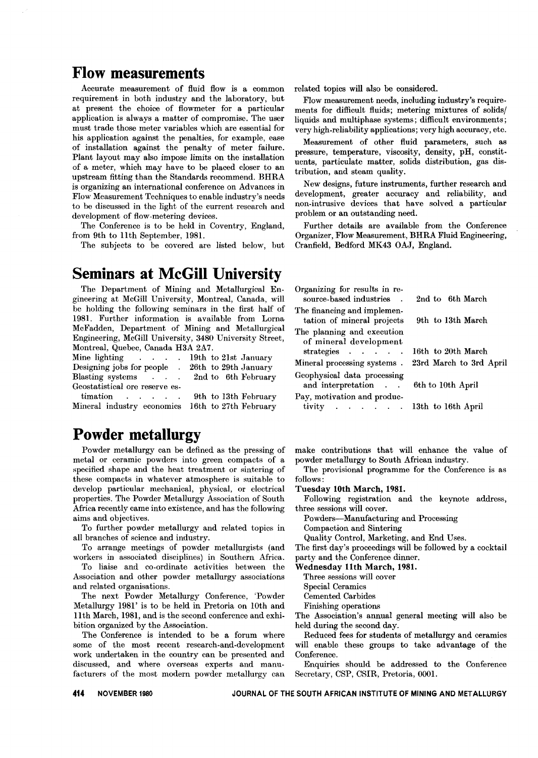# Flow measurements

Accurate measurement of fluid flow is a common requirement in both industry and the laboratory, but at present the choice of flowmeter for a particular application is always a matter of compromise. The user must trade those meter variables which are essential for his application against the penalties, for example, ease of installation against the penalty of meter failure. Plant layout may also impose limits on the installation of a meter, which may have to be placed closer to an upstream fitting than the Standards recommend. BHRA is organizing an international conference on Advances in Flow Measurement Techniques to enable industry's needs to be discussed in the light of the current research and development of flow-metering devices.

The Conference is to be held in Coventry, England, from 9th to 11th September, 1981.

The subjects to be covered are listed below, but related topics will also be considered.

Flow measurement needs, including industry's requirements for difficult fluids; metering mixtures of solids/liquids and multiphase systems; difficult environments; very high-reliability applications; very high accuracy, etc.

Measurement of other fluid parameters, such as pressure, temperature, viscosity, density, pH, constituents, particulate matter, solids distribution, gas distribution, and steam quality.

New designs, future instruments, further research and development, greater accuracy and reliability, and non-intrusive devices that have solved a particular problem or an outstanding need.

Further details are available from the Conference Organizer, Flow Measurement, BHRA Fluid Engineering, Cranfield, Bedford MK43 OAJ, England.

# Seminars at McGill University

The Department of Mining and Metallurgical Engineering at McGill University, Montreal, Canada, will be holding the following seminars in the first half of 1981. Further information is available from Lorna McFadden, Department of Mining and Metallurgical Engineering, McGill University, 3480 University Street, Montreal, Quebec, Canada H3A 2A7.

| | |
|---|---|
| Mine lighting | 19th to 21st January |
| Designing jobs for people | 26th to 29th January |
| Blasting systems | 2nd to 6th February |
| Geostatistical ore reserve estimation | 9th to 13th February |
| Mineral industry economics | 16th to 27th February |
| Organizing for results in resource-based industries | 2nd to 6th March |
| The financing and implementation of mineral projects | 9th to 13th March |
| The planning and execution of mineral development strategies | 16th to 20th March |
| Mineral processing systems | 23rd March to 3rd April |
| Geophysical data processing and interpretation | 6th to 10th April |
| Pay, motivation and productivity | 13th to 16th April |

# Powder metallurgy

Powder metallurgy can be defined as the pressing of metal or ceramic powders into green compacts of a specified shape and the heat treatment or sintering of these compacts in whatever atmosphere is suitable to develop particular mechanical, physical, or electrical properties. The Powder Metallurgy Association of South Africa recently came into existence, and has the following aims and objectives.

To further powder metallurgy and related topics in all branches of science and industry.

To arrange meetings of powder metallurgists (and workers in associated disciplines) in Southern Africa.

To liaise and co-ordinate activities between the Association and other powder metallurgy associations and related organisations.

The next Powder Metallurgy Conference, 'Powder Metallurgy 1981' is to be held in Pretoria on 10th and 11th March, 1981, and is the second conference and exhibition organized by the Association.

The Conference is intended to be a forum where some of the most recent research-and-development work undertaken in the country can be presented and discussed, and where overseas experts and manufacturers of the most modern powder metallurgy can make contributions that will enhance the value of powder metallurgy to South African industry.

The provisional programme for the Conference is as follows:

**Tuesday 10th March, 1981.**

Following registration and the keynote address, three sessions will cover.

Powders—Manufacturing and Processing

Compaction and Sintering

Quality Control, Marketing, and End Uses.

The first day's proceedings will be followed by a cocktail party and the Conference dinner.

**Wednesday 11th March, 1981.**

Three sessions will cover

Special Ceramics

Cemented Carbides

Finishing operations

The Association's annual general meeting will also be held during the second day.

Reduced fees for students of metallurgy and ceramics will enable these groups to take advantage of the Conference.

Enquiries should be addressed to the Conference Secretary, CSP, CSIR, Pretoria, 0001.